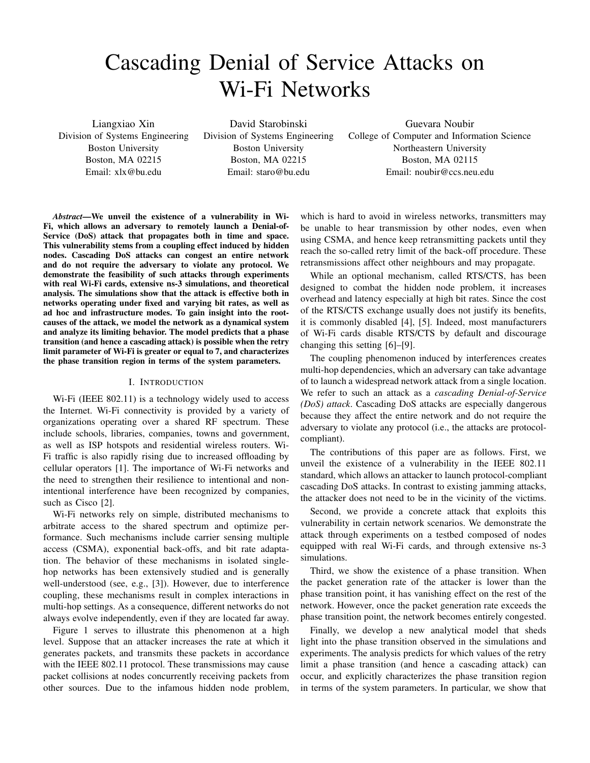# Cascading Denial of Service Attacks on Wi-Fi Networks

Liangxiao Xin
Division of Systems Engineering
Boston University
Boston, MA 02215
Email: xlx@bu.edu

David Starobinski
Division of Systems Engineering
Boston University
Boston, MA 02215
Email: staro@bu.edu

Guevara Noubir
College of Computer and Information Science
Northeastern University
Boston, MA 02115
Email: noubir@ccs.neu.edu

***Abstract*—We unveil the existence of a vulnerability in Wi-Fi, which allows an adversary to remotely launch a Denial-of-Service (DoS) attack that propagates both in time and space. This vulnerability stems from a coupling effect induced by hidden nodes. Cascading DoS attacks can congest an entire network and do not require the adversary to violate any protocol. We demonstrate the feasibility of such attacks through experiments with real Wi-Fi cards, extensive ns-3 simulations, and theoretical analysis. The simulations show that the attack is effective both in networks operating under fixed and varying bit rates, as well as ad hoc and infrastructure modes. To gain insight into the root-causes of the attack, we model the network as a dynamical system and analyze its limiting behavior. The model predicts that a phase transition (and hence a cascading attack) is possible when the retry limit parameter of Wi-Fi is greater or equal to 7, and characterizes the phase transition region in terms of the system parameters.**

## I. Introduction

Wi-Fi (IEEE 802.11) is a technology widely used to access the Internet. Wi-Fi connectivity is provided by a variety of organizations operating over a shared RF spectrum. These include schools, libraries, companies, towns and government, as well as ISP hotspots and residential wireless routers. Wi-Fi traffic is also rapidly rising due to increased offloading by cellular operators [1]. The importance of Wi-Fi networks and the need to strengthen their resilience to intentional and non-intentional interference have been recognized by companies, such as Cisco [2].

Wi-Fi networks rely on simple, distributed mechanisms to arbitrate access to the shared spectrum and optimize performance. Such mechanisms include carrier sensing multiple access (CSMA), exponential back-offs, and bit rate adaptation. The behavior of these mechanisms in isolated single-hop networks has been extensively studied and is generally well-understood (see, e.g., [3]). However, due to interference coupling, these mechanisms result in complex interactions in multi-hop settings. As a consequence, different networks do not always evolve independently, even if they are located far away.

Figure 1 serves to illustrate this phenomenon at a high level. Suppose that an attacker increases the rate at which it generates packets, and transmits these packets in accordance with the IEEE 802.11 protocol. These transmissions may cause packet collisions at nodes concurrently receiving packets from other sources. Due to the infamous hidden node problem, which is hard to avoid in wireless networks, transmitters may be unable to hear transmission by other nodes, even when using CSMA, and hence keep retransmitting packets until they reach the so-called retry limit of the back-off procedure. These retransmissions affect other neighbours and may propagate.

While an optional mechanism, called RTS/CTS, has been designed to combat the hidden node problem, it increases overhead and latency especially at high bit rates. Since the cost of the RTS/CTS exchange usually does not justify its benefits, it is commonly disabled [4], [5]. Indeed, most manufacturers of Wi-Fi cards disable RTS/CTS by default and discourage changing this setting [6]–[9].

The coupling phenomenon induced by interferences creates multi-hop dependencies, which an adversary can take advantage of to launch a widespread network attack from a single location. We refer to such an attack as a *cascading Denial-of-Service (DoS) attack*. Cascading DoS attacks are especially dangerous because they affect the entire network and do not require the adversary to violate any protocol (i.e., the attacks are protocol-compliant).

The contributions of this paper are as follows. First, we unveil the existence of a vulnerability in the IEEE 802.11 standard, which allows an attacker to launch protocol-compliant cascading DoS attacks. In contrast to existing jamming attacks, the attacker does not need to be in the vicinity of the victims.

Second, we provide a concrete attack that exploits this vulnerability in certain network scenarios. We demonstrate the attack through experiments on a testbed composed of nodes equipped with real Wi-Fi cards, and through extensive ns-3 simulations.

Third, we show the existence of a phase transition. When the packet generation rate of the attacker is lower than the phase transition point, it has vanishing effect on the rest of the network. However, once the packet generation rate exceeds the phase transition point, the network becomes entirely congested.

Finally, we develop a new analytical model that sheds light into the phase transition observed in the simulations and experiments. The analysis predicts for which values of the retry limit a phase transition (and hence a cascading attack) can occur, and explicitly characterizes the phase transition region in terms of the system parameters. In particular, we show that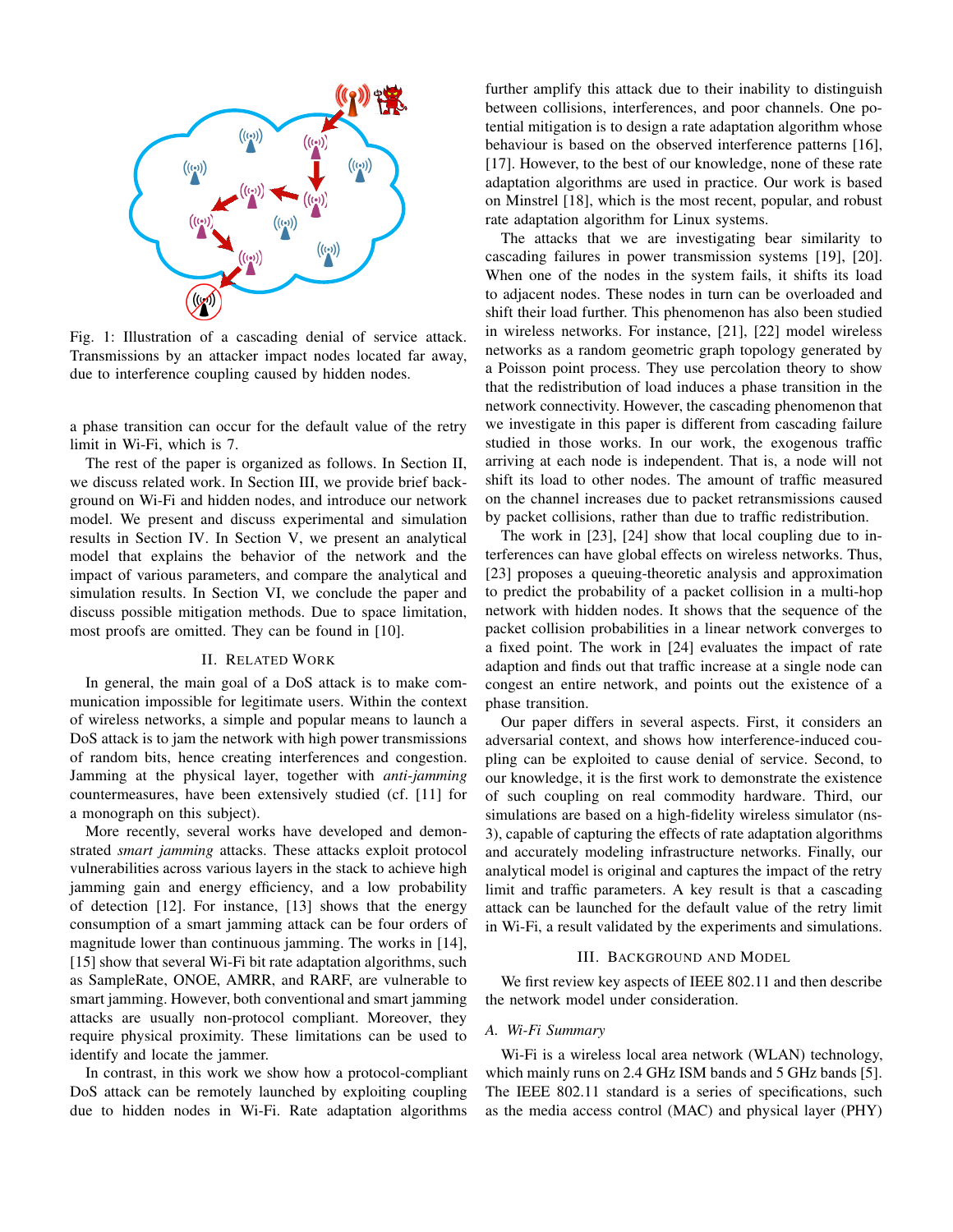Fig. 1: Illustration of a cascading denial of service attack. Transmissions by an attacker impact nodes located far away, due to interference coupling caused by hidden nodes.

a phase transition can occur for the default value of the retry limit in Wi-Fi, which is 7.

The rest of the paper is organized as follows. In Section II, we discuss related work. In Section III, we provide brief background on Wi-Fi and hidden nodes, and introduce our network model. We present and discuss experimental and simulation results in Section IV. In Section V, we present an analytical model that explains the behavior of the network and the impact of various parameters, and compare the analytical and simulation results. In Section VI, we conclude the paper and discuss possible mitigation methods. Due to space limitation, most proofs are omitted. They can be found in [10].

## II. Related Work

In general, the main goal of a DoS attack is to make communication impossible for legitimate users. Within the context of wireless networks, a simple and popular means to launch a DoS attack is to jam the network with high power transmissions of random bits, hence creating interferences and congestion. Jamming at the physical layer, together with *anti-jamming* countermeasures, have been extensively studied (cf. [11] for a monograph on this subject).

More recently, several works have developed and demonstrated *smart jamming* attacks. These attacks exploit protocol vulnerabilities across various layers in the stack to achieve high jamming gain and energy efficiency, and a low probability of detection [12]. For instance, [13] shows that the energy consumption of a smart jamming attack can be four orders of magnitude lower than continuous jamming. The works in [14], [15] show that several Wi-Fi bit rate adaptation algorithms, such as SampleRate, ONOE, AMRR, and RARF, are vulnerable to smart jamming. However, both conventional and smart jamming attacks are usually non-protocol compliant. Moreover, they require physical proximity. These limitations can be used to identify and locate the jammer.

In contrast, in this work we show how a protocol-compliant DoS attack can be remotely launched by exploiting coupling due to hidden nodes in Wi-Fi. Rate adaptation algorithms further amplify this attack due to their inability to distinguish between collisions, interferences, and poor channels. One potential mitigation is to design a rate adaptation algorithm whose behaviour is based on the observed interference patterns [16], [17]. However, to the best of our knowledge, none of these rate adaptation algorithms are used in practice. Our work is based on Minstrel [18], which is the most recent, popular, and robust rate adaptation algorithm for Linux systems.

The attacks that we are investigating bear similarity to cascading failures in power transmission systems [19], [20]. When one of the nodes in the system fails, it shifts its load to adjacent nodes. These nodes in turn can be overloaded and shift their load further. This phenomenon has also been studied in wireless networks. For instance, [21], [22] model wireless networks as a random geometric graph topology generated by a Poisson point process. They use percolation theory to show that the redistribution of load induces a phase transition in the network connectivity. However, the cascading phenomenon that we investigate in this paper is different from cascading failure studied in those works. In our work, the exogenous traffic arriving at each node is independent. That is, a node will not shift its load to other nodes. The amount of traffic measured on the channel increases due to packet retransmissions caused by packet collisions, rather than due to traffic redistribution.

The work in [23], [24] show that local coupling due to interferences can have global effects on wireless networks. Thus, [23] proposes a queuing-theoretic analysis and approximation to predict the probability of a packet collision in a multi-hop network with hidden nodes. It shows that the sequence of the packet collision probabilities in a linear network converges to a fixed point. The work in [24] evaluates the impact of rate adaption and finds out that traffic increase at a single node can congest an entire network, and points out the existence of a phase transition.

Our paper differs in several aspects. First, it considers an adversarial context, and shows how interference-induced coupling can be exploited to cause denial of service. Second, to our knowledge, it is the first work to demonstrate the existence of such coupling on real commodity hardware. Third, our simulations are based on a high-fidelity wireless simulator (ns-3), capable of capturing the effects of rate adaptation algorithms and accurately modeling infrastructure networks. Finally, our analytical model is original and captures the impact of the retry limit and traffic parameters. A key result is that a cascading attack can be launched for the default value of the retry limit in Wi-Fi, a result validated by the experiments and simulations.

## III. Background and Model

We first review key aspects of IEEE 802.11 and then describe the network model under consideration.

### A. Wi-Fi Summary

Wi-Fi is a wireless local area network (WLAN) technology, which mainly runs on 2.4 GHz ISM bands and 5 GHz bands [5]. The IEEE 802.11 standard is a series of specifications, such as the media access control (MAC) and physical layer (PHY)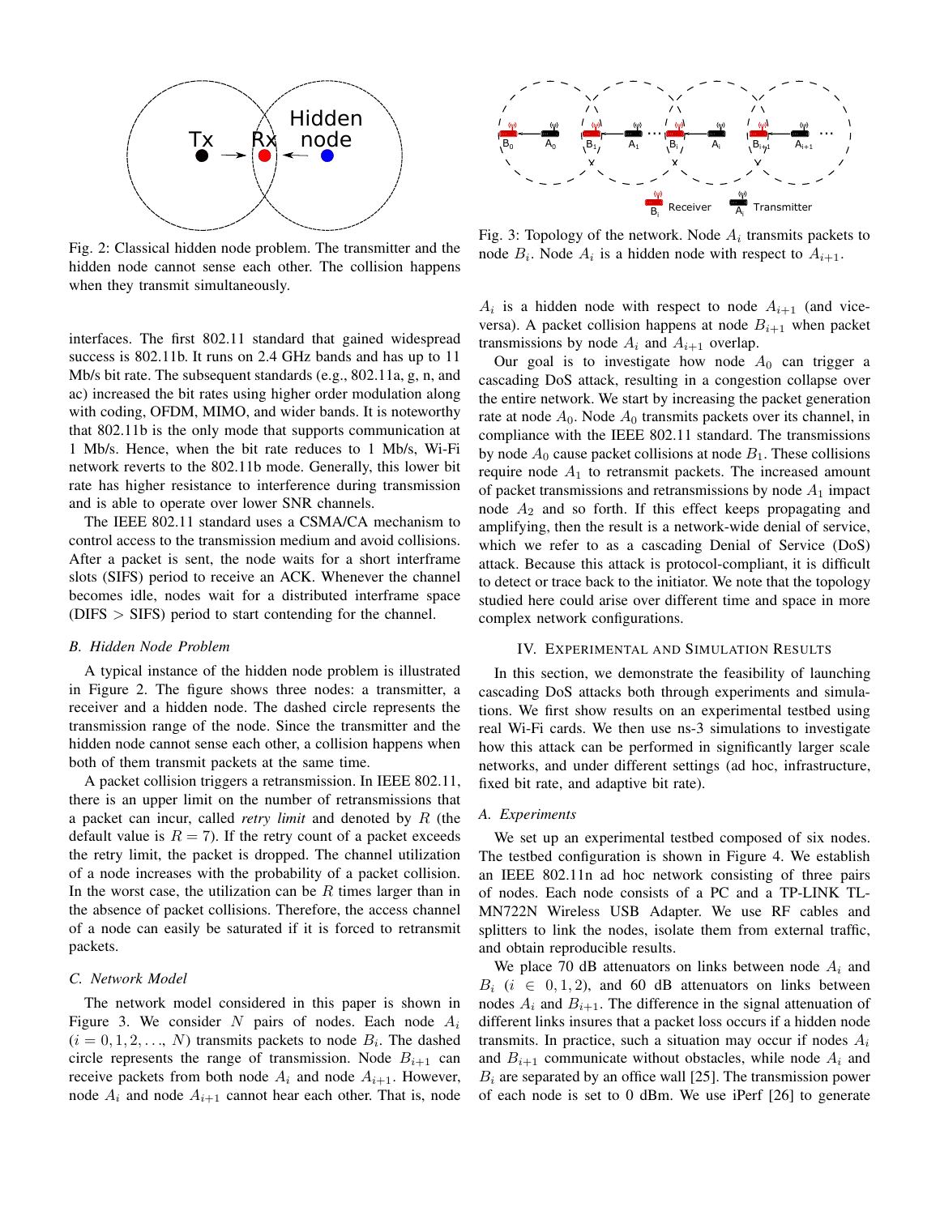Fig. 2: Classical hidden node problem. The transmitter and the hidden node cannot sense each other. The collision happens when they transmit simultaneously.

interfaces. The first 802.11 standard that gained widespread success is 802.11b. It runs on 2.4 GHz bands and has up to 11 Mb/s bit rate. The subsequent standards (e.g., 802.11a, g, n, and ac) increased the bit rates using higher order modulation along with coding, OFDM, MIMO, and wider bands. It is noteworthy that 802.11b is the only mode that supports communication at 1 Mb/s. Hence, when the bit rate reduces to 1 Mb/s, Wi-Fi network reverts to the 802.11b mode. Generally, this lower bit rate has higher resistance to interference during transmission and is able to operate over lower SNR channels.

The IEEE 802.11 standard uses a CSMA/CA mechanism to control access to the transmission medium and avoid collisions. After a packet is sent, the node waits for a short interframe slots (SIFS) period to receive an ACK. Whenever the channel becomes idle, nodes wait for a distributed interframe space (DIFS > SIFS) period to start contending for the channel.

### B. Hidden Node Problem

A typical instance of the hidden node problem is illustrated in Figure 2. The figure shows three nodes: a transmitter, a receiver and a hidden node. The dashed circle represents the transmission range of the node. Since the transmitter and the hidden node cannot sense each other, a collision happens when both of them transmit packets at the same time.

A packet collision triggers a retransmission. In IEEE 802.11, there is an upper limit on the number of retransmissions that a packet can incur, called *retry limit* and denoted by $R$ (the default value is $R = 7$). If the retry count of a packet exceeds the retry limit, the packet is dropped. The channel utilization of a node increases with the probability of a packet collision. In the worst case, the utilization can be $R$ times larger than in the absence of packet collisions. Therefore, the access channel of a node can easily be saturated if it is forced to retransmit packets.

### C. Network Model

The network model considered in this paper is shown in Figure 3. We consider $N$ pairs of nodes. Each node $A_i$ ($i = 0, 1, 2, \ldots, N$) transmits packets to node $B_i$. The dashed circle represents the range of transmission. Node $B_{i+1}$ can receive packets from both node $A_i$ and node $A_{i+1}$. However, node $A_i$ and node $A_{i+1}$ cannot hear each other. That is, node $A_i$ is a hidden node with respect to node $A_{i+1}$ (and vice-versa). A packet collision happens at node $B_{i+1}$ when packet transmissions by node $A_i$ and $A_{i+1}$ overlap.

Fig. 3: Topology of the network. Node $A_i$ transmits packets to node $B_i$. Node $A_i$ is a hidden node with respect to $A_{i+1}$.

Our goal is to investigate how node $A_0$ can trigger a cascading DoS attack, resulting in a congestion collapse over the entire network. We start by increasing the packet generation rate at node $A_0$. Node $A_0$ transmits packets over its channel, in compliance with the IEEE 802.11 standard. The transmissions by node $A_0$ cause packet collisions at node $B_1$. These collisions require node $A_1$ to retransmit packets. The increased amount of packet transmissions and retransmissions by node $A_1$ impact node $A_2$ and so forth. If this effect keeps propagating and amplifying, then the result is a network-wide denial of service, which we refer to as a cascading Denial of Service (DoS) attack. Because this attack is protocol-compliant, it is difficult to detect or trace back to the initiator. We note that the topology studied here could arise over different time and space in more complex network configurations.

## IV. Experimental and Simulation Results

In this section, we demonstrate the feasibility of launching cascading DoS attacks both through experiments and simulations. We first show results on an experimental testbed using real Wi-Fi cards. We then use ns-3 simulations to investigate how this attack can be performed in significantly larger scale networks, and under different settings (ad hoc, infrastructure, fixed bit rate, and adaptive bit rate).

### A. Experiments

We set up an experimental testbed composed of six nodes. The testbed configuration is shown in Figure 4. We establish an IEEE 802.11n ad hoc network consisting of three pairs of nodes. Each node consists of a PC and a TP-LINK TL-MN722N Wireless USB Adapter. We use RF cables and splitters to link the nodes, isolate them from external traffic, and obtain reproducible results.

We place 70 dB attenuators on links between node $A_i$ and $B_i$ ($i \in 0, 1, 2$), and 60 dB attenuators on links between nodes $A_i$ and $B_{i+1}$. The difference in the signal attenuation of different links insures that a packet loss occurs if a hidden node transmits. In practice, such a situation may occur if nodes $A_i$ and $B_{i+1}$ communicate without obstacles, while node $A_i$ and $B_i$ are separated by an office wall [25]. The transmission power of each node is set to 0 dBm. We use iPerf [26] to generate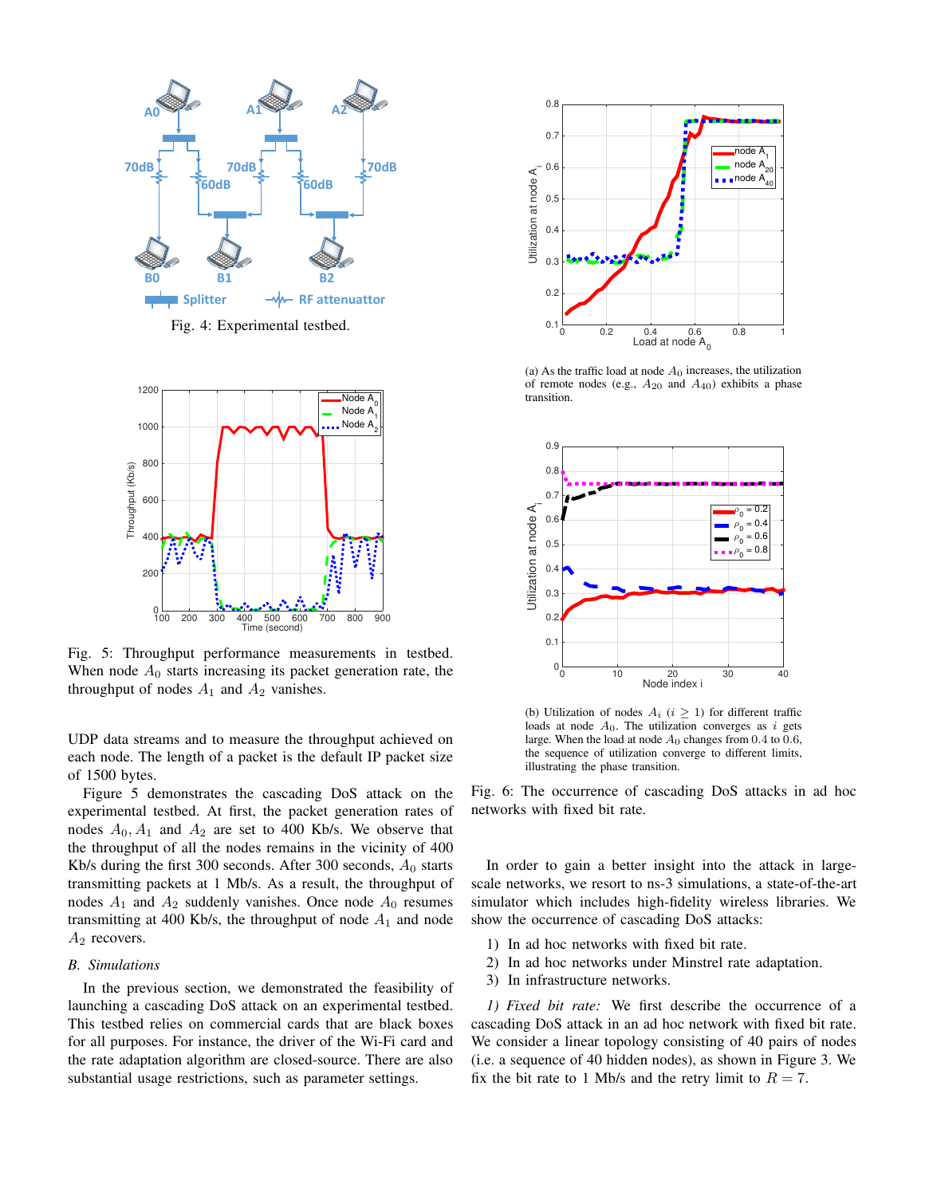Fig. 4: Experimental testbed.

Fig. 5: Throughput performance measurements in testbed. When node $A_0$ starts increasing its packet generation rate, the throughput of nodes $A_1$ and $A_2$ vanishes.

UDP data streams and to measure the throughput achieved on each node. The length of a packet is the default IP packet size of 1500 bytes.

Figure 5 demonstrates the cascading DoS attack on the experimental testbed. At first, the packet generation rates of nodes $A_0, A_1$ and $A_2$ are set to 400 Kb/s. We observe that the throughput of all the nodes remains in the vicinity of 400 Kb/s during the first 300 seconds. After 300 seconds, $A_0$ starts transmitting packets at 1 Mb/s. As a result, the throughput of nodes $A_1$ and $A_2$ suddenly vanishes. Once node $A_0$ resumes transmitting at 400 Kb/s, the throughput of node $A_1$ and node $A_2$ recovers.

### B. Simulations

In the previous section, we demonstrated the feasibility of launching a cascading DoS attack on an experimental testbed. This testbed relies on commercial cards that are black boxes for all purposes. For instance, the driver of the Wi-Fi card and the rate adaptation algorithm are closed-source. There are also substantial usage restrictions, such as parameter settings.

(a) As the traffic load at node $A_0$ increases, the utilization of remote nodes (e.g., $A_{20}$ and $A_{40}$) exhibits a phase transition.

(b) Utilization of nodes $A_i$ ($i \geq 1$) for different traffic loads at node $A_0$. The utilization converges as $i$ gets large. When the load at node $A_0$ changes from 0.4 to 0.6, the sequence of utilization converge to different limits, illustrating the phase transition.

Fig. 6: The occurrence of cascading DoS attacks in ad hoc networks with fixed bit rate.

In order to gain a better insight into the attack in large-scale networks, we resort to ns-3 simulations, a state-of-the-art simulator which includes high-fidelity wireless libraries. We show the occurrence of cascading DoS attacks:

1) In ad hoc networks with fixed bit rate.
2) In ad hoc networks under Minstrel rate adaptation.
3) In infrastructure networks.

*1) Fixed bit rate:* We first describe the occurrence of a cascading DoS attack in an ad hoc network with fixed bit rate. We consider a linear topology consisting of 40 pairs of nodes (i.e. a sequence of 40 hidden nodes), as shown in Figure 3. We fix the bit rate to 1 Mb/s and the retry limit to $R = 7$.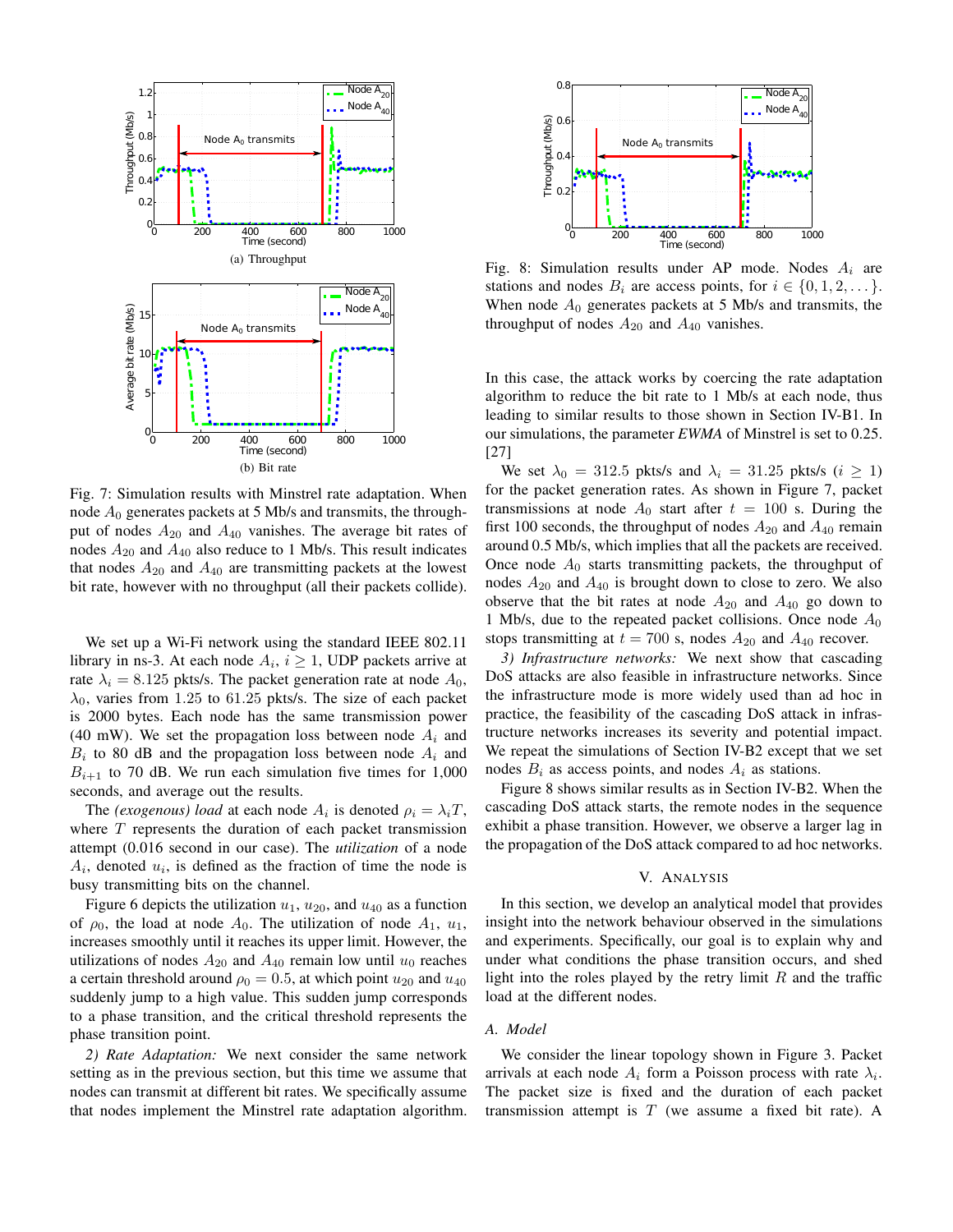(a) Throughput

(b) Bit rate

Fig. 7: Simulation results with Minstrel rate adaptation. When node $A_0$ generates packets at 5 Mb/s and transmits, the throughput of nodes $A_{20}$ and $A_{40}$ vanishes. The average bit rates of nodes $A_{20}$ and $A_{40}$ also reduce to 1 Mb/s. This result indicates that nodes $A_{20}$ and $A_{40}$ are transmitting packets at the lowest bit rate, however with no throughput (all their packets collide).

We set up a Wi-Fi network using the standard IEEE 802.11 library in ns-3. At each node $A_i$, $i \geq 1$, UDP packets arrive at rate $\lambda_i = 8.125$ pkts/s. The packet generation rate at node $A_0$, $\lambda_0$, varies from 1.25 to 61.25 pkts/s. The size of each packet is 2000 bytes. Each node has the same transmission power (40 mW). We set the propagation loss between node $A_i$ and $B_i$ to 80 dB and the propagation loss between node $A_i$ and $B_{i+1}$ to 70 dB. We run each simulation five times for 1,000 seconds, and average out the results.

The *(exogenous) load* at each node $A_i$ is denoted $\rho_i = \lambda_i T$, where $T$ represents the duration of each packet transmission attempt (0.016 second in our case). The *utilization* of a node $A_i$, denoted $u_i$, is defined as the fraction of time the node is busy transmitting bits on the channel.

Figure 6 depicts the utilization $u_1$, $u_{20}$, and $u_{40}$ as a function of $\rho_0$, the load at node $A_0$. The utilization of node $A_1$, $u_1$, increases smoothly until it reaches its upper limit. However, the utilizations of nodes $A_{20}$ and $A_{40}$ remain low until $u_0$ reaches a certain threshold around $\rho_0 = 0.5$, at which point $u_{20}$ and $u_{40}$ suddenly jump to a high value. This sudden jump corresponds to a phase transition, and the critical threshold represents the phase transition point.

*2) Rate Adaptation:* We next consider the same network setting as in the previous section, but this time we assume that nodes can transmit at different bit rates. We specifically assume that nodes implement the Minstrel rate adaptation algorithm.

Fig. 8: Simulation results under AP mode. Nodes $A_i$ are stations and nodes $B_i$ are access points, for $i \in \{0, 1, 2, \dots\}$. When node $A_0$ generates packets at 5 Mb/s and transmits, the throughput of nodes $A_{20}$ and $A_{40}$ vanishes.

In this case, the attack works by coercing the rate adaptation algorithm to reduce the bit rate to 1 Mb/s at each node, thus leading to similar results to those shown in Section IV-B1. In our simulations, the parameter *EWMA* of Minstrel is set to 0.25. [27]

We set $\lambda_0 = 312.5$ pkts/s and $\lambda_i = 31.25$ pkts/s ($i \geq 1$) for the packet generation rates. As shown in Figure 7, packet transmissions at node $A_0$ start after $t = 100$ s. During the first 100 seconds, the throughput of nodes $A_{20}$ and $A_{40}$ remain around 0.5 Mb/s, which implies that all the packets are received. Once node $A_0$ starts transmitting packets, the throughput of nodes $A_{20}$ and $A_{40}$ is brought down to close to zero. We also observe that the bit rates at node $A_{20}$ and $A_{40}$ go down to 1 Mb/s, due to the repeated packet collisions. Once node $A_0$ stops transmitting at $t = 700$ s, nodes $A_{20}$ and $A_{40}$ recover.

*3) Infrastructure networks:* We next show that cascading DoS attacks are also feasible in infrastructure networks. Since the infrastructure mode is more widely used than ad hoc in practice, the feasibility of the cascading DoS attack in infrastructure networks increases its severity and potential impact. We repeat the simulations of Section IV-B2 except that we set nodes $B_i$ as access points, and nodes $A_i$ as stations.

Figure 8 shows similar results as in Section IV-B2. When the cascading DoS attack starts, the remote nodes in the sequence exhibit a phase transition. However, we observe a larger lag in the propagation of the DoS attack compared to ad hoc networks.

## V. Analysis

In this section, we develop an analytical model that provides insight into the network behaviour observed in the simulations and experiments. Specifically, our goal is to explain why and under what conditions the phase transition occurs, and shed light into the roles played by the retry limit $R$ and the traffic load at the different nodes.

### A. Model

We consider the linear topology shown in Figure 3. Packet arrivals at each node $A_i$ form a Poisson process with rate $\lambda_i$. The packet size is fixed and the duration of each packet transmission attempt is $T$ (we assume a fixed bit rate). A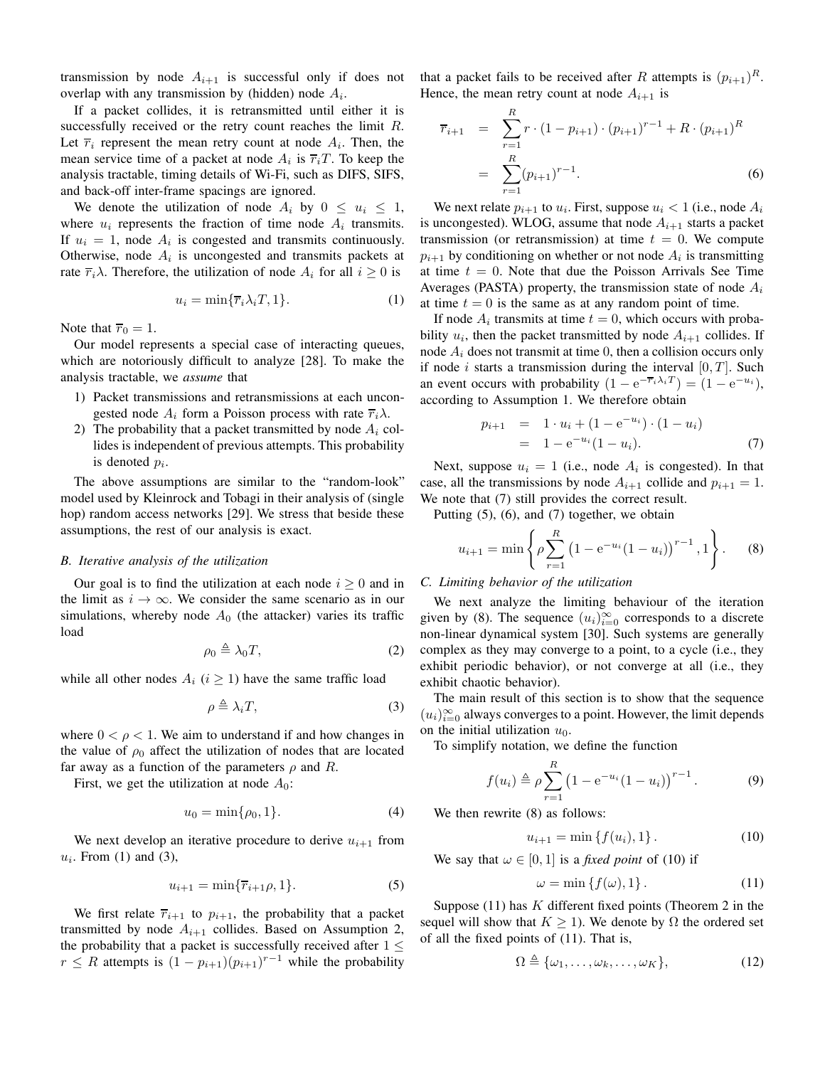transmission by node $A_{i+1}$ is successful only if does not overlap with any transmission by (hidden) node $A_i$.

If a packet collides, it is retransmitted until either it is successfully received or the retry count reaches the limit $R$. Let $\overline{r}_i$ represent the mean retry count at node $A_i$. Then, the mean service time of a packet at node $A_i$ is $\overline{r}_i T$. To keep the analysis tractable, timing details of Wi-Fi, such as DIFS, SIFS, and back-off inter-frame spacings are ignored.

We denote the utilization of node $A_i$ by $0 \leq u_i \leq 1$, where $u_i$ represents the fraction of time node $A_i$ transmits. If $u_i = 1$, node $A_i$ is congested and transmits continuously. Otherwise, node $A_i$ is uncongested and transmits packets at rate $\overline{r}_i \lambda$. Therefore, the utilization of node $A_i$ for all $i \geq 0$ is

$$u_i = \min\{\overline{r}_i \lambda_i T, 1\}. \tag{1}$$

Note that $\overline{r}_0 = 1$.

Our model represents a special case of interacting queues, which are notoriously difficult to analyze [28]. To make the analysis tractable, we *assume* that

1) Packet transmissions and retransmissions at each uncongested node $A_i$ form a Poisson process with rate $\overline{r}_i \lambda$.
2) The probability that a packet transmitted by node $A_i$ collides is independent of previous attempts. This probability is denoted $p_i$.

The above assumptions are similar to the "random-look" model used by Kleinrock and Tobagi in their analysis of (single hop) random access networks [29]. We stress that beside these assumptions, the rest of our analysis is exact.

### B. Iterative analysis of the utilization

Our goal is to find the utilization at each node $i \geq 0$ and in the limit as $i \to \infty$. We consider the same scenario as in our simulations, whereby node $A_0$ (the attacker) varies its traffic load

$$\rho_0 \triangleq \lambda_0 T, \tag{2}$$

while all other nodes $A_i$ ($i \geq 1$) have the same traffic load

$$\rho \triangleq \lambda_i T, \tag{3}$$

where $0 < \rho < 1$. We aim to understand if and how changes in the value of $\rho_0$ affect the utilization of nodes that are located far away as a function of the parameters $\rho$ and $R$.

First, we get the utilization at node $A_0$:

$$u_0 = \min\{\rho_0, 1\}. \tag{4}$$

We next develop an iterative procedure to derive $u_{i+1}$ from $u_i$. From (1) and (3),

$$u_{i+1} = \min\{\overline{r}_{i+1} \rho, 1\}. \tag{5}$$

We first relate $\overline{r}_{i+1}$ to $p_{i+1}$, the probability that a packet transmitted by node $A_{i+1}$ collides. Based on Assumption 2, the probability that a packet is successfully received after $1 \leq r \leq R$ attempts is $(1 - p_{i+1})(p_{i+1})^{r-1}$ while the probability that a packet fails to be received after $R$ attempts is $(p_{i+1})^R$. Hence, the mean retry count at node $A_{i+1}$ is

$$\begin{aligned} \overline{r}_{i+1} &= \sum_{r=1}^{R} r \cdot (1 - p_{i+1}) \cdot (p_{i+1})^{r-1} + R \cdot (p_{i+1})^R \\ &= \sum_{r=1}^{R} (p_{i+1})^{r-1}. \end{aligned} \tag{6}$$

We next relate $p_{i+1}$ to $u_i$. First, suppose $u_i < 1$ (i.e., node $A_i$ is uncongested). WLOG, assume that node $A_{i+1}$ starts a packet transmission (or retransmission) at time $t = 0$. We compute $p_{i+1}$ by conditioning on whether or not node $A_i$ is transmitting at time $t = 0$. Note that due the Poisson Arrivals See Time Averages (PASTA) property, the transmission state of node $A_i$ at time $t = 0$ is the same as at any random point of time.

If node $A_i$ transmits at time $t = 0$, which occurs with probability $u_i$, then the packet transmitted by node $A_{i+1}$ collides. If node $A_i$ does not transmit at time $0$, then a collision occurs only if node $i$ starts a transmission during the interval $[0, T]$. Such an event occurs with probability $(1 - \mathrm{e}^{-\overline{r}_i \lambda_i T}) = (1 - \mathrm{e}^{-u_i})$, according to Assumption 1. We therefore obtain

$$\begin{aligned} p_{i+1} &= 1 \cdot u_i + (1 - \mathrm{e}^{-u_i}) \cdot (1 - u_i) \\ &= 1 - \mathrm{e}^{-u_i}(1 - u_i). \end{aligned} \tag{7}$$

Next, suppose $u_i = 1$ (i.e., node $A_i$ is congested). In that case, all the transmissions by node $A_{i+1}$ collide and $p_{i+1} = 1$. We note that (7) still provides the correct result.

Putting (5), (6), and (7) together, we obtain

$$u_{i+1} = \min\left\{\rho \sum_{r=1}^{R} \left(1 - \mathrm{e}^{-u_i}(1 - u_i)\right)^{r-1}, 1\right\}. \tag{8}$$

### C. Limiting behavior of the utilization

We next analyze the limiting behaviour of the iteration given by (8). The sequence $(u_i)_{i=0}^{\infty}$ corresponds to a discrete non-linear dynamical system [30]. Such systems are generally complex as they may converge to a point, to a cycle (i.e., they exhibit periodic behavior), or not converge at all (i.e., they exhibit chaotic behavior).

The main result of this section is to show that the sequence $(u_i)_{i=0}^{\infty}$ always converges to a point. However, the limit depends on the initial utilization $u_0$.

To simplify notation, we define the function

$$f(u_i) \triangleq \rho \sum_{r=1}^{R} \left(1 - \mathrm{e}^{-u_i}(1 - u_i)\right)^{r-1}. \tag{9}$$

We then rewrite (8) as follows:

$$u_{i+1} = \min\left\{f(u_i), 1\right\}. \tag{10}$$

We say that $\omega \in [0, 1]$ is a *fixed point* of (10) if

$$\omega = \min\left\{f(\omega), 1\right\}. \tag{11}$$

Suppose (11) has $K$ different fixed points (Theorem 2 in the sequel will show that $K \geq 1$). We denote by $\Omega$ the ordered set of all the fixed points of (11). That is,

$$\Omega \triangleq \{\omega_1, \ldots, \omega_k, \ldots, \omega_K\}, \tag{12}$$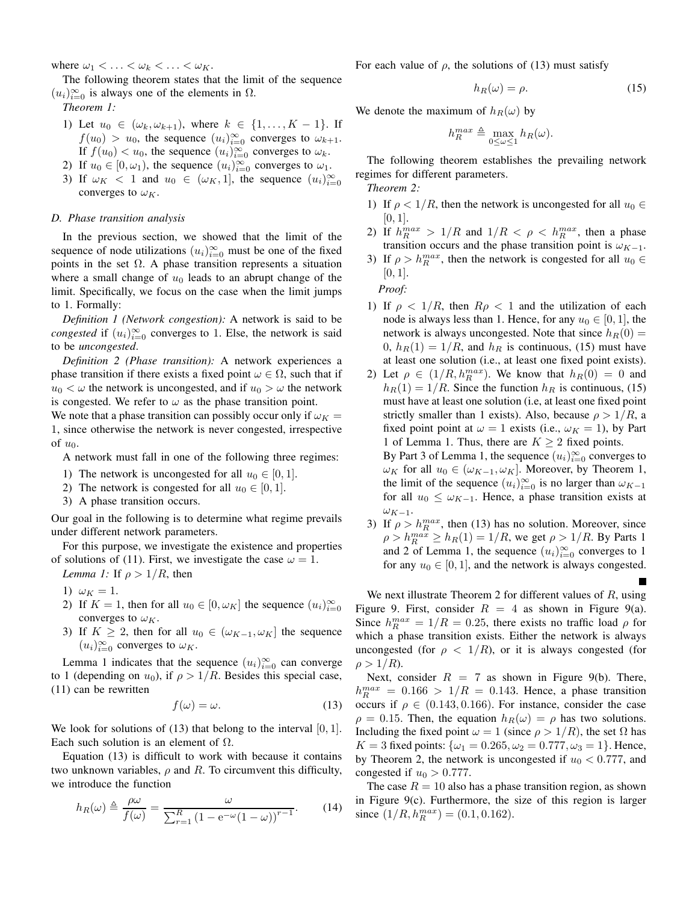where $\omega_1 < \ldots < \omega_k < \ldots < \omega_K$.

The following theorem states that the limit of the sequence $(u_i)_{i=0}^{\infty}$ is always one of the elements in $\Omega$.

*Theorem 1:*

1) Let $u_0 \in (\omega_k, \omega_{k+1})$, where $k \in \{1, \ldots, K-1\}$. If $f(u_0) > u_0$, the sequence $(u_i)_{i=0}^{\infty}$ converges to $\omega_{k+1}$. If $f(u_0) < u_0$, the sequence $(u_i)_{i=0}^{\infty}$ converges to $\omega_k$.
2) If $u_0 \in [0, \omega_1)$, the sequence $(u_i)_{i=0}^{\infty}$ converges to $\omega_1$.
3) If $\omega_K < 1$ and $u_0 \in (\omega_K, 1]$, the sequence $(u_i)_{i=0}^{\infty}$ converges to $\omega_K$.

### D. Phase transition analysis

In the previous section, we showed that the limit of the sequence of node utilizations $(u_i)_{i=0}^{\infty}$ must be one of the fixed points in the set $\Omega$. A phase transition represents a situation where a small change of $u_0$ leads to an abrupt change of the limit. Specifically, we focus on the case when the limit jumps to 1. Formally:

*Definition 1 (Network congestion):* A network is said to be *congested* if $(u_i)_{i=0}^{\infty}$ converges to 1. Else, the network is said to be *uncongested*.

*Definition 2 (Phase transition):* A network experiences a phase transition if there exists a fixed point $\omega \in \Omega$, such that if $u_0 < \omega$ the network is uncongested, and if $u_0 > \omega$ the network is congested. We refer to $\omega$ as the phase transition point.

We note that a phase transition can possibly occur only if $\omega_K = 1$, since otherwise the network is never congested, irrespective of $u_0$.

A network must fall in one of the following three regimes:

1) The network is uncongested for all $u_0 \in [0, 1]$.
2) The network is congested for all $u_0 \in [0, 1]$.
3) A phase transition occurs.

Our goal in the following is to determine what regime prevails under different network parameters.

For this purpose, we investigate the existence and properties of solutions of (11). First, we investigate the case $\omega = 1$.

*Lemma 1:* If $\rho > 1/R$, then

1) $\omega_K = 1$.
2) If $K = 1$, then for all $u_0 \in [0, \omega_K]$ the sequence $(u_i)_{i=0}^{\infty}$ converges to $\omega_K$.
3) If $K \geq 2$, then for all $u_0 \in (\omega_{K-1}, \omega_K]$ the sequence $(u_i)_{i=0}^{\infty}$ converges to $\omega_K$.

Lemma 1 indicates that the sequence $(u_i)_{i=0}^{\infty}$ can converge to 1 (depending on $u_0$), if $\rho > 1/R$. Besides this special case, (11) can be rewritten

$$f(\omega) = \omega. \tag{13}$$

We look for solutions of (13) that belong to the interval $[0, 1]$. Each such solution is an element of $\Omega$.

Equation (13) is difficult to work with because it contains two unknown variables, $\rho$ and $R$. To circumvent this difficulty, we introduce the function

$$h_R(\omega) \triangleq \frac{\rho\omega}{f(\omega)} = \frac{\omega}{\sum_{r=1}^{R} \left(1 - \mathrm{e}^{-\omega}(1-\omega)\right)^{r-1}}. \tag{14}$$

For each value of $\rho$, the solutions of (13) must satisfy

$$h_R(\omega) = \rho. \tag{15}$$

We denote the maximum of $h_R(\omega)$ by

$$h_R^{max} \triangleq \max_{0 \leq \omega \leq 1} h_R(\omega).$$

The following theorem establishes the prevailing network regimes for different parameters.

*Theorem 2:*

1) If $\rho < 1/R$, then the network is uncongested for all $u_0 \in [0, 1]$.
2) If $h_R^{max} > 1/R$ and $1/R < \rho < h_R^{max}$, then a phase transition occurs and the phase transition point is $\omega_{K-1}$.
3) If $\rho > h_R^{max}$, then the network is congested for all $u_0 \in [0, 1]$.

*Proof:*

1) If $\rho < 1/R$, then $R\rho < 1$ and the utilization of each node is always less than 1. Hence, for any $u_0 \in [0, 1]$, the network is always uncongested. Note that since $h_R(0) = 0$, $h_R(1) = 1/R$, and $h_R$ is continuous, (15) must have at least one solution (i.e., at least one fixed point exists).
2) Let $\rho \in (1/R, h_R^{max})$. We know that $h_R(0) = 0$ and $h_R(1) = 1/R$. Since the function $h_R$ is continuous, (15) must have at least one solution (i.e, at least one fixed point strictly smaller than 1 exists). Also, because $\rho > 1/R$, a fixed point point at $\omega = 1$ exists (i.e., $\omega_K = 1$), by Part 1 of Lemma 1. Thus, there are $K \geq 2$ fixed points.
   By Part 3 of Lemma 1, the sequence $(u_i)_{i=0}^{\infty}$ converges to $\omega_K$ for all $u_0 \in (\omega_{K-1}, \omega_K]$. Moreover, by Theorem 1, the limit of the sequence $(u_i)_{i=0}^{\infty}$ is no larger than $\omega_{K-1}$ for all $u_0 \leq \omega_{K-1}$. Hence, a phase transition exists at $\omega_{K-1}$.
3) If $\rho > h_R^{max}$, then (13) has no solution. Moreover, since $\rho > h_R^{max} \geq h_R(1) = 1/R$, we get $\rho > 1/R$. By Parts 1 and 2 of Lemma 1, the sequence $(u_i)_{i=0}^{\infty}$ converges to 1 for any $u_0 \in [0, 1]$, and the network is always congested.

■

We next illustrate Theorem 2 for different values of $R$, using Figure 9. First, consider $R = 4$ as shown in Figure 9(a). Since $h_R^{max} = 1/R = 0.25$, there exists no traffic load $\rho$ for which a phase transition exists. Either the network is always uncongested (for $\rho < 1/R$), or it is always congested (for $\rho > 1/R$).

Next, consider $R = 7$ as shown in Figure 9(b). There, $h_R^{max} = 0.166 > 1/R = 0.143$. Hence, a phase transition occurs if $\rho \in (0.143, 0.166)$. For instance, consider the case $\rho = 0.15$. Then, the equation $h_R(\omega) = \rho$ has two solutions. Including the fixed point $\omega = 1$ (since $\rho > 1/R$), the set $\Omega$ has $K = 3$ fixed points: $\{\omega_1 = 0.265, \omega_2 = 0.777, \omega_3 = 1\}$. Hence, by Theorem 2, the network is uncongested if $u_0 < 0.777$, and congested if $u_0 > 0.777$.

The case $R = 10$ also has a phase transition region, as shown in Figure 9(c). Furthermore, the size of this region is larger since $(1/R, h_R^{max}) = (0.1, 0.162)$.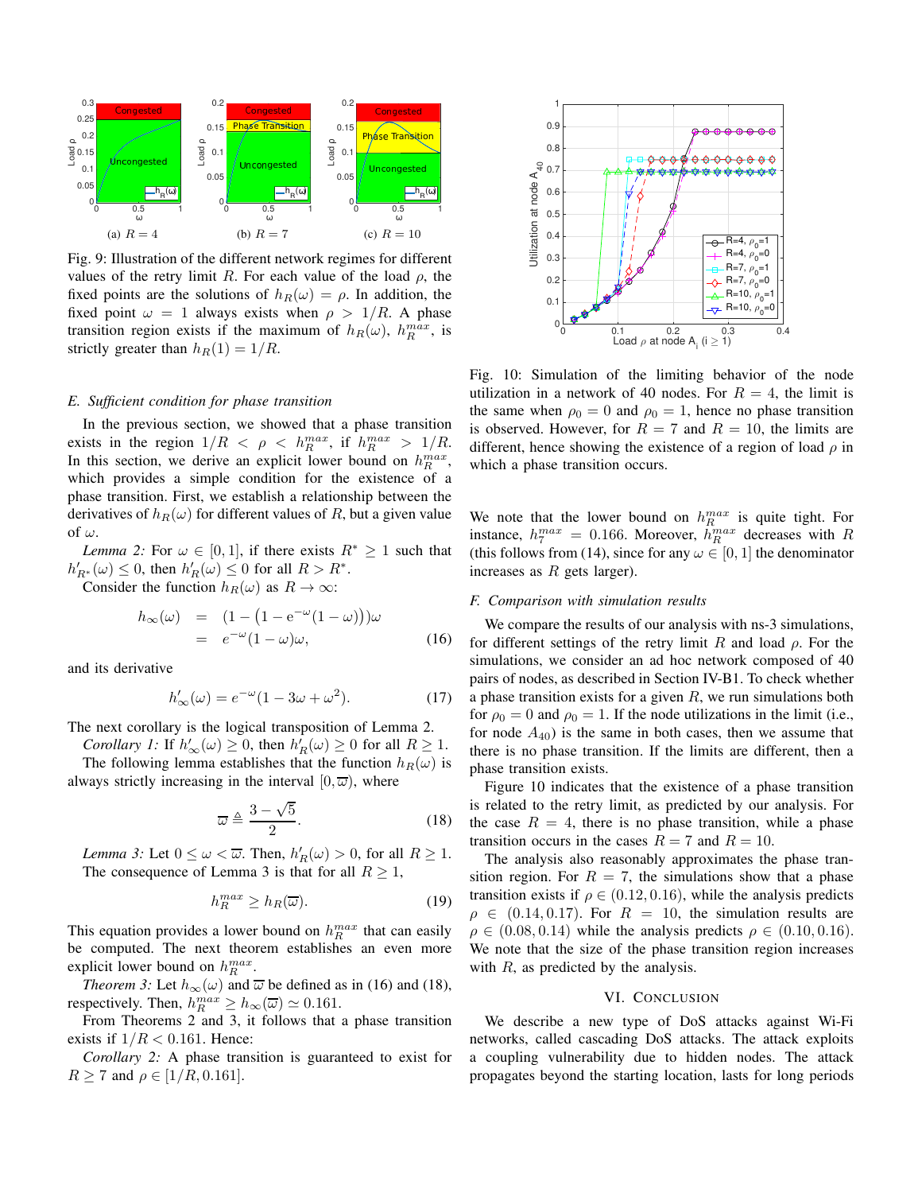(a) $R = 4$

(b) $R = 7$

(c) $R = 10$

Fig. 9: Illustration of the different network regimes for different values of the retry limit $R$. For each value of the load $\rho$, the fixed points are the solutions of $h_R(\omega) = \rho$. In addition, the fixed point $\omega = 1$ always exists when $\rho > 1/R$. A phase transition region exists if the maximum of $h_R(\omega)$, $h_R^{max}$, is strictly greater than $h_R(1) = 1/R$.

### E. Sufficient condition for phase transition

In the previous section, we showed that a phase transition exists in the region $1/R < \rho < h_R^{max}$, if $h_R^{max} > 1/R$. In this section, we derive an explicit lower bound on $h_R^{max}$, which provides a simple condition for the existence of a phase transition. First, we establish a relationship between the derivatives of $h_R(\omega)$ for different values of $R$, but a given value of $\omega$.

*Lemma 2:* For $\omega \in [0, 1]$, if there exists $R^* \geq 1$ such that $h'_{R^*}(\omega) \leq 0$, then $h'_R(\omega) \leq 0$ for all $R > R^*$.

Consider the function $h_R(\omega)$ as $R \to \infty$:

$$
\begin{aligned}
h_\infty(\omega) &= \left(1 - \left(1 - e^{-\omega}(1 - \omega)\right)\right)\omega \\
&= e^{-\omega}(1 - \omega)\omega, \qquad (16)
\end{aligned}
$$

and its derivative

$$h'_\infty(\omega) = e^{-\omega}(1 - 3\omega + \omega^2). \qquad (17)$$

The next corollary is the logical transposition of Lemma 2.

*Corollary 1:* If $h'_\infty(\omega) \geq 0$, then $h'_R(\omega) \geq 0$ for all $R \geq 1$.

The following lemma establishes that the function $h_R(\omega)$ is always strictly increasing in the interval $[0, \varpi)$, where

$$\varpi \triangleq \frac{3 - \sqrt{5}}{2}. \qquad (18)$$

*Lemma 3:* Let $0 \leq \omega < \varpi$. Then, $h'_R(\omega) > 0$, for all $R \geq 1$.

The consequence of Lemma 3 is that for all $R \geq 1$,

$$h_R^{max} \geq h_R(\varpi). \qquad (19)$$

This equation provides a lower bound on $h_R^{max}$ that can easily be computed. The next theorem establishes an even more explicit lower bound on $h_R^{max}$.

*Theorem 3:* Let $h_\infty(\omega)$ and $\varpi$ be defined as in (16) and (18), respectively. Then, $h_R^{max} \geq h_\infty(\varpi) \simeq 0.161$.

From Theorems 2 and 3, it follows that a phase transition exists if $1/R < 0.161$. Hence:

*Corollary 2:* A phase transition is guaranteed to exist for $R \geq 7$ and $\rho \in [1/R, 0.161]$.

Fig. 10: Simulation of the limiting behavior of the node utilization in a network of 40 nodes. For $R = 4$, the limit is the same when $\rho_0 = 0$ and $\rho_0 = 1$, hence no phase transition is observed. However, for $R = 7$ and $R = 10$, the limits are different, hence showing the existence of a region of load $\rho$ in which a phase transition occurs.

We note that the lower bound on $h_R^{max}$ is quite tight. For instance, $h_7^{max} = 0.166$. Moreover, $h_R^{max}$ decreases with $R$ (this follows from (14), since for any $\omega \in [0, 1]$ the denominator increases as $R$ gets larger).

### F. Comparison with simulation results

We compare the results of our analysis with ns-3 simulations, for different settings of the retry limit $R$ and load $\rho$. For the simulations, we consider an ad hoc network composed of 40 pairs of nodes, as described in Section IV-B1. To check whether a phase transition exists for a given $R$, we run simulations both for $\rho_0 = 0$ and $\rho_0 = 1$. If the node utilizations in the limit (i.e., for node $A_{40}$) is the same in both cases, then we assume that there is no phase transition. If the limits are different, then a phase transition exists.

Figure 10 indicates that the existence of a phase transition is related to the retry limit, as predicted by our analysis. For the case $R = 4$, there is no phase transition, while a phase transition occurs in the cases $R = 7$ and $R = 10$.

The analysis also reasonably approximates the phase transition region. For $R = 7$, the simulations show that a phase transition exists if $\rho \in (0.12, 0.16)$, while the analysis predicts $\rho \in (0.14, 0.17)$. For $R = 10$, the simulation results are $\rho \in (0.08, 0.14)$ while the analysis predicts $\rho \in (0.10, 0.16)$. We note that the size of the phase transition region increases with $R$, as predicted by the analysis.

## VI. Conclusion

We describe a new type of DoS attacks against Wi-Fi networks, called cascading DoS attacks. The attack exploits a coupling vulnerability due to hidden nodes. The attack propagates beyond the starting location, lasts for long periods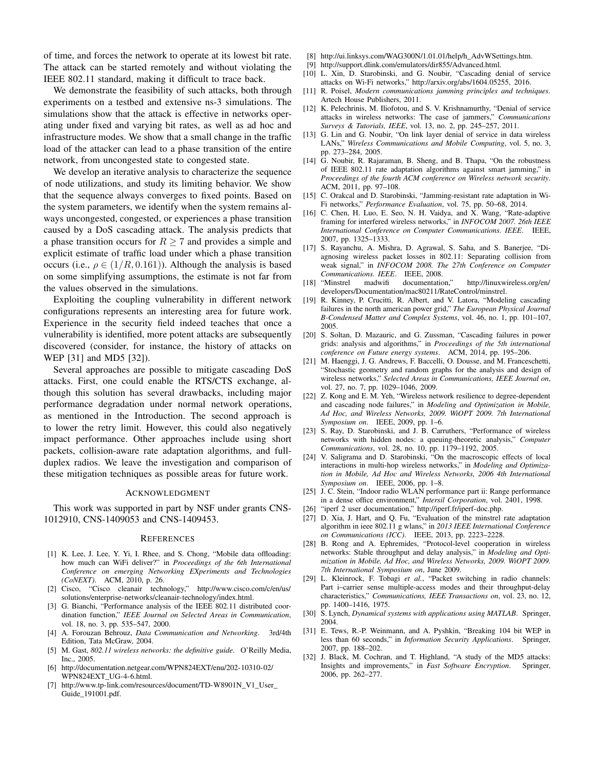of time, and forces the network to operate at its lowest bit rate. The attack can be started remotely and without violating the IEEE 802.11 standard, making it difficult to trace back.

We demonstrate the feasibility of such attacks, both through experiments on a testbed and extensive ns-3 simulations. The simulations show that the attack is effective in networks operating under fixed and varying bit rates, as well as ad hoc and infrastructure modes. We show that a small change in the traffic load of the attacker can lead to a phase transition of the entire network, from uncongested state to congested state.

We develop an iterative analysis to characterize the sequence of node utilizations, and study its limiting behavior. We show that the sequence always converges to fixed points. Based on the system parameters, we identify when the system remains always uncongested, congested, or experiences a phase transition caused by a DoS cascading attack. The analysis predicts that a phase transition occurs for $R \geq 7$ and provides a simple and explicit estimate of traffic load under which a phase transition occurs (i.e., $\rho \in (1/R, 0.161)$). Although the analysis is based on some simplifying assumptions, the estimate is not far from the values observed in the simulations.

Exploiting the coupling vulnerability in different network configurations represents an interesting area for future work. Experience in the security field indeed teaches that once a vulnerability is identified, more potent attacks are subsequently discovered (consider, for instance, the history of attacks on WEP [31] and MD5 [32]).

Several approaches are possible to mitigate cascading DoS attacks. First, one could enable the RTS/CTS exchange, although this solution has several drawbacks, including major performance degradation under normal network operations, as mentioned in the Introduction. The second approach is to lower the retry limit. However, this could also negatively impact performance. Other approaches include using short packets, collision-aware rate adaptation algorithms, and full-duplex radios. We leave the investigation and comparison of these mitigation techniques as possible areas for future work.

## Acknowledgment

This work was supported in part by NSF under grants CNS-1012910, CNS-1409053 and CNS-1409453.

## References

[1] K. Lee, J. Lee, Y. Yi, I. Rhee, and S. Chong, "Mobile data offloading: how much can WiFi deliver?" in *Proceedings of the 6th International Conference on emerging Networking EXperiments and Technologies (CoNEXT)*. ACM, 2010, p. 26.

[2] Cisco, "Cisco cleanair technology," http://www.cisco.com/c/en/us/solutions/enterprise-networks/cleanair-technology/index.html.

[3] G. Bianchi, "Performance analysis of the IEEE 802.11 distributed coordination function," *IEEE Journal on Selected Areas in Communication*, vol. 18, no. 3, pp. 535–547, 2000.

[4] A. Forouzan Behrouz, *Data Communication and Networking*. 3rd/4th Edition, Tata McGraw, 2004.

[5] M. Gast, *802.11 wireless networks: the definitive guide*. O'Reilly Media, Inc., 2005.

[6] http://documentation.netgear.com/WPN824EXT/enu/202-10310-02/WPN824EXT_UG-4-6.html.

[7] http://www.tp-link.com/resources/document/TD-W8901N_V1_User_Guide_191001.pdf.

[8] http://ui.linksys.com/WAG300N/1.01.01/help/h_AdvWSettings.htm.

[9] http://support.dlink.com/emulators/dir855/Advanced.html.

[10] L. Xin, D. Starobinski, and G. Noubir, "Cascading denial of service attacks on Wi-Fi networks," http://arxiv.org/abs/1604.05255, 2016.

[11] R. Poisel, *Modern communications jamming principles and techniques*. Artech House Publishers, 2011.

[12] K. Pelechrinis, M. Iliofotou, and S. V. Krishnamurthy, "Denial of service attacks in wireless networks: The case of jammers," *Communications Surveys & Tutorials, IEEE*, vol. 13, no. 2, pp. 245–257, 2011.

[13] G. Lin and G. Noubir, "On link layer denial of service in data wireless LANs," *Wireless Communications and Mobile Computing*, vol. 5, no. 3, pp. 273–284, 2005.

[14] G. Noubir, R. Rajaraman, B. Sheng, and B. Thapa, "On the robustness of IEEE 802.11 rate adaptation algorithms against smart jamming," in *Proceedings of the fourth ACM conference on Wireless network security*. ACM, 2011, pp. 97–108.

[15] C. Orakcal and D. Starobinski, "Jamming-resistant rate adaptation in Wi-Fi networks," *Performance Evaluation*, vol. 75, pp. 50–68, 2014.

[16] C. Chen, H. Luo, E. Seo, N. H. Vaidya, and X. Wang, "Rate-adaptive framing for interfered wireless networks," in *INFOCOM 2007. 26th IEEE International Conference on Computer Communications. IEEE*. IEEE, 2007, pp. 1325–1333.

[17] S. Rayanchu, A. Mishra, D. Agrawal, S. Saha, and S. Banerjee, "Diagnosing wireless packet losses in 802.11: Separating collision from weak signal," in *INFOCOM 2008. The 27th Conference on Computer Communications. IEEE*. IEEE, 2008.

[18] "Minstrel madwifi documentation," http://linuxwireless.org/en/developers/Documentation/mac80211/RateControl/minstrel.

[19] R. Kinney, P. Crucitti, R. Albert, and V. Latora, "Modeling cascading failures in the north american power grid," *The European Physical Journal B-Condensed Matter and Complex Systems*, vol. 46, no. 1, pp. 101–107, 2005.

[20] S. Soltan, D. Mazauric, and G. Zussman, "Cascading failures in power grids: analysis and algorithms," in *Proceedings of the 5th international conference on Future energy systems*. ACM, 2014, pp. 195–206.

[21] M. Haenggi, J. G. Andrews, F. Baccelli, O. Dousse, and M. Franceschetti, "Stochastic geometry and random graphs for the analysis and design of wireless networks," *Selected Areas in Communications, IEEE Journal on*, vol. 27, no. 7, pp. 1029–1046, 2009.

[22] Z. Kong and E. M. Yeh, "Wireless network resilience to degree-dependent and cascading node failures," in *Modeling and Optimization in Mobile, Ad Hoc, and Wireless Networks, 2009. WiOPT 2009. 7th International Symposium on*. IEEE, 2009, pp. 1–6.

[23] S. Ray, D. Starobinski, and J. B. Carruthers, "Performance of wireless networks with hidden nodes: a queuing-theoretic analysis," *Computer Communications*, vol. 28, no. 10, pp. 1179–1192, 2005.

[24] V. Saligrama and D. Starobinski, "On the macroscopic effects of local interactions in multi-hop wireless networks," in *Modeling and Optimization in Mobile, Ad Hoc and Wireless Networks, 2006 4th International Symposium on*. IEEE, 2006, pp. 1–8.

[25] J. C. Stein, "Indoor radio WLAN performance part ii: Range performance in a dense office environment," *Intersil Corporation*, vol. 2401, 1998.

[26] "iperf 2 user documentation," http://iperf.fr/iperf-doc.php.

[27] D. Xia, J. Hart, and Q. Fu, "Evaluation of the minstrel rate adaptation algorithm in ieee 802.11 g wlans," in *2013 IEEE International Conference on Communications (ICC)*. IEEE, 2013, pp. 2223–2228.

[28] B. Rong and A. Ephremides, "Protocol-level cooperation in wireless networks: Stable throughput and delay analysis," in *Modeling and Optimization in Mobile, Ad Hoc, and Wireless Networks, 2009. WiOPT 2009. 7th International Symposium on*, June 2009.

[29] L. Kleinrock, F. Tobagi *et al.*, "Packet switching in radio channels: Part i–carrier sense multiple-access modes and their throughput-delay characteristics," *Communications, IEEE Transactions on*, vol. 23, no. 12, pp. 1400–1416, 1975.

[30] S. Lynch, *Dynamical systems with applications using MATLAB*. Springer, 2004.

[31] E. Tews, R.-P. Weinmann, and A. Pyshkin, "Breaking 104 bit WEP in less than 60 seconds," in *Information Security Applications*. Springer, 2007, pp. 188–202.

[32] J. Black, M. Cochran, and T. Highland, "A study of the MD5 attacks: Insights and improvements," in *Fast Software Encryption*. Springer, 2006, pp. 262–277.